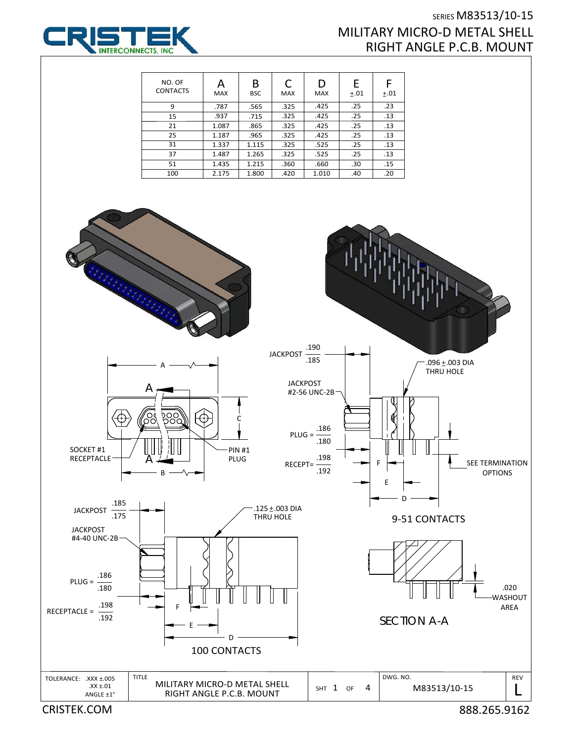# SERIES M83513/10-15

## MILITARY MICRO-D METAL SHELL RIGHT ANGLE P.C.B. MOUNT

| NO. OF CONTACTS | A MAX | B BSC | C MAX | D MAX | E ±.01 | F ±.01 |
|---|---|---|---|---|---|---|
| 9 | .787 | .565 | .325 | .425 | .25 | .23 |
| 15 | .937 | .715 | .325 | .425 | .25 | .13 |
| 21 | 1.087 | .865 | .325 | .425 | .25 | .13 |
| 25 | 1.187 | .965 | .325 | .425 | .25 | .13 |
| 31 | 1.337 | 1.115 | .325 | .525 | .25 | .13 |
| 37 | 1.487 | 1.265 | .325 | .525 | .25 | .13 |
| 51 | 1.435 | 1.215 | .360 | .660 | .30 | .15 |
| 100 | 2.175 | 1.800 | .420 | 1.010 | .40 | .20 |

SOCKET #1 RECEPTACLE

PIN #1 PLUG

JACKPOST .190/.185

JACKPOST #2-56 UNC-2B

PLUG = .186/.180

RECEPT= .198/.192

.096 ±.003 DIA THRU HOLE

SEE TERMINATION OPTIONS

9-51 CONTACTS

JACKPOST .185/.175

JACKPOST #4-40 UNC-2B

PLUG = .186/.180

RECEPTACLE = .198/.192

.125 ±.003 DIA THRU HOLE

100 CONTACTS

SECTION A-A

.020 WASHOUT AREA

| TOLERANCE: .XXX ±.005, .XX ±.01, ANGLE ±1° | TITLE: MILITARY MICRO-D METAL SHELL RIGHT ANGLE P.C.B. MOUNT | SHT 1 OF 4 | DWG. NO. M83513/10-15 | REV L |
|---|---|---|---|---|

CRISTEK.COM 888.265.9162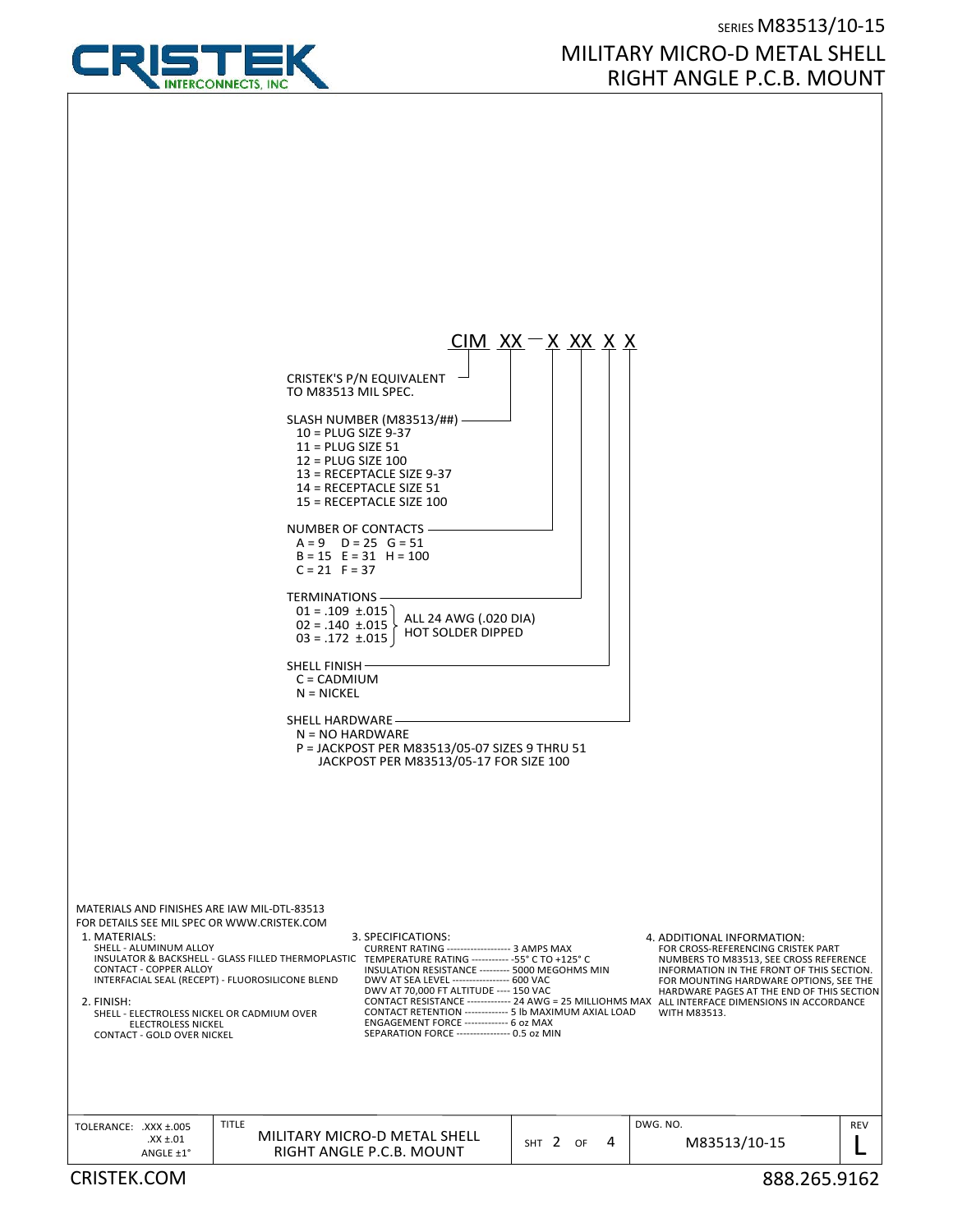SERIES M83513/10-15

# MILITARY MICRO-D METAL SHELL RIGHT ANGLE P.C.B. MOUNT

**CIM XX — X XX X X**

- **CRISTEK'S P/N EQUIVALENT TO M83513 MIL SPEC.**
- **SLASH NUMBER (M83513/##)**
  - 10 = PLUG SIZE 9-37
  - 11 = PLUG SIZE 51
  - 12 = PLUG SIZE 100
  - 13 = RECEPTACLE SIZE 9-37
  - 14 = RECEPTACLE SIZE 51
  - 15 = RECEPTACLE SIZE 100
- **NUMBER OF CONTACTS**
  - A = 9, D = 25, G = 51
  - B = 15, E = 31, H = 100
  - C = 21, F = 37
- **TERMINATIONS**
  - 01 = .109 ±.015
  - 02 = .140 ±.015
  - 03 = .172 ±.015

  ALL 24 AWG (.020 DIA) HOT SOLDER DIPPED
- **SHELL FINISH**
  - C = CADMIUM
  - N = NICKEL
- **SHELL HARDWARE**
  - N = NO HARDWARE
  - P = JACKPOST PER M83513/05-07 SIZES 9 THRU 51, JACKPOST PER M83513/05-17 FOR SIZE 100

MATERIALS AND FINISHES ARE IAW MIL-DTL-83513
FOR DETAILS SEE MIL SPEC OR WWW.CRISTEK.COM

1. MATERIALS:
   - SHELL - ALUMINUM ALLOY
   - INSULATOR & BACKSHELL - GLASS FILLED THERMOPLASTIC
   - CONTACT - COPPER ALLOY
   - INTERFACIAL SEAL (RECEPT) - FLUOROSILICONE BLEND
2. FINISH:
   - SHELL - ELECTROLESS NICKEL OR CADMIUM OVER ELECTROLESS NICKEL
   - CONTACT - GOLD OVER NICKEL
3. SPECIFICATIONS:
   - CURRENT RATING ------------------- 3 AMPS MAX
   - TEMPERATURE RATING ----------- -55° C TO +125° C
   - INSULATION RESISTANCE --------- 5000 MEGOHMS MIN
   - DWV AT SEA LEVEL ----------------- 600 VAC
   - DWV AT 70,000 FT ALTITUDE ---- 150 VAC
   - CONTACT RESISTANCE ------------- 24 AWG = 25 MILLIOHMS MAX
   - CONTACT RETENTION ------------- 5 lb MAXIMUM AXIAL LOAD
   - ENGAGEMENT FORCE ------------- 6 oz MAX
   - SEPARATION FORCE ---------------- 0.5 oz MIN
4. ADDITIONAL INFORMATION:
   - FOR CROSS-REFERENCING CRISTEK PART NUMBERS TO M83513, SEE CROSS REFERENCE INFORMATION IN THE FRONT OF THIS SECTION.
   - FOR MOUNTING HARDWARE OPTIONS, SEE THE HARDWARE PAGES AT THE END OF THIS SECTION
   - ALL INTERFACE DIMENSIONS IN ACCORDANCE WITH M83513.

| TOLERANCE: .XXX ±.005, .XX ±.01, ANGLE ±1° | TITLE: MILITARY MICRO-D METAL SHELL RIGHT ANGLE P.C.B. MOUNT | SHT 2 OF 4 | DWG. NO. M83513/10-15 | REV L |
|---|---|---|---|---|

CRISTEK.COM 888.265.9162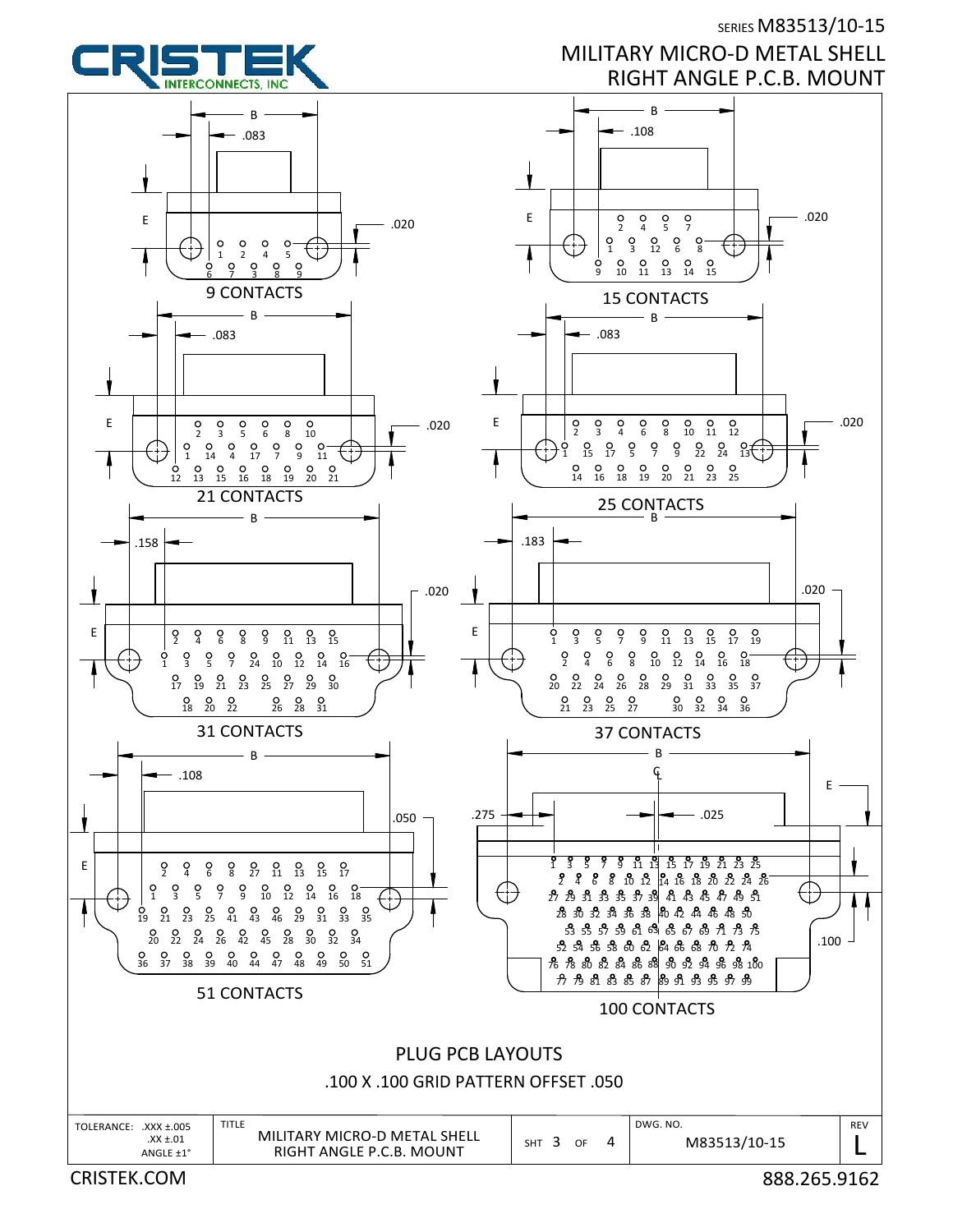SERIES M83513/10-15

# MILITARY MICRO-D METAL SHELL RIGHT ANGLE P.C.B. MOUNT

9 CONTACTS

B, .083, E, .020

15 CONTACTS

B, .108, E, .020

21 CONTACTS

B, .083, E, .020

25 CONTACTS

B, .083, E, .020

31 CONTACTS

B, .158, E, .020

37 CONTACTS

B, .183, E, .020

51 CONTACTS

B, .108, E, .050

100 CONTACTS

B, .275, .025, E, .100

## PLUG PCB LAYOUTS

.100 X .100 GRID PATTERN OFFSET .050

| TOLERANCE: .XXX ±.005 .XX ±.01 ANGLE ±1° | TITLE MILITARY MICRO-D METAL SHELL RIGHT ANGLE P.C.B. MOUNT | SHT 3 OF 4 | DWG. NO. M83513/10-15 | REV L |
|---|---|---|---|---|

CRISTEK.COM 888.265.9162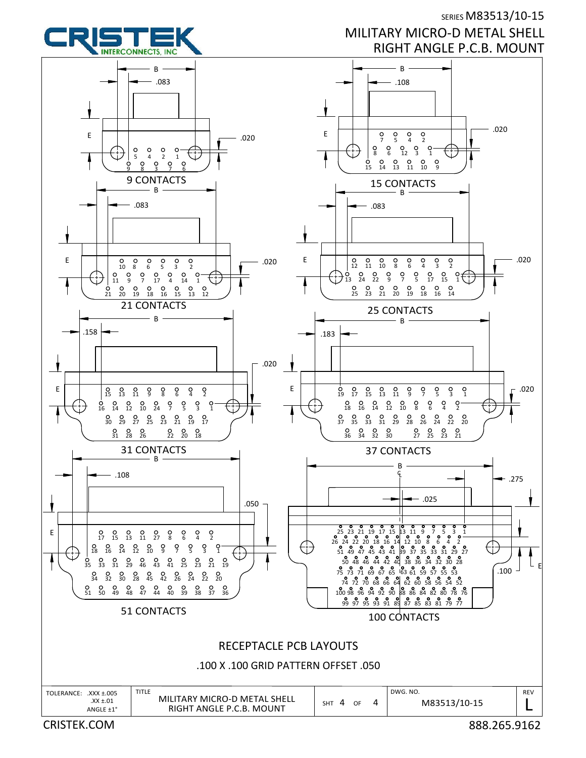SERIES M83513/10-15

# MILITARY MICRO-D METAL SHELL RIGHT ANGLE P.C.B. MOUNT

B
.083
E
.020
9 CONTACTS

B
.108
E
.020
15 CONTACTS

B
.083
E
.020
21 CONTACTS

B
.083
E
.020
25 CONTACTS

B
.158
E
.020
31 CONTACTS

B
.183
E
.020
37 CONTACTS

B
.108
E
.050
51 CONTACTS

B
.275
.025
E
.100
100 CONTACTS

## RECEPTACLE PCB LAYOUTS

.100 X .100 GRID PATTERN OFFSET .050

| | | | | |
|---|---|---|---|---|
| TOLERANCE: .XXX ±.005<br>.XX ±.01<br>ANGLE ±1° | TITLE<br>MILITARY MICRO-D METAL SHELL RIGHT ANGLE P.C.B. MOUNT | SHT 4 OF 4 | DWG. NO.<br>M83513/10-15 | REV<br>L |

CRISTEK.COM
888.265.9162